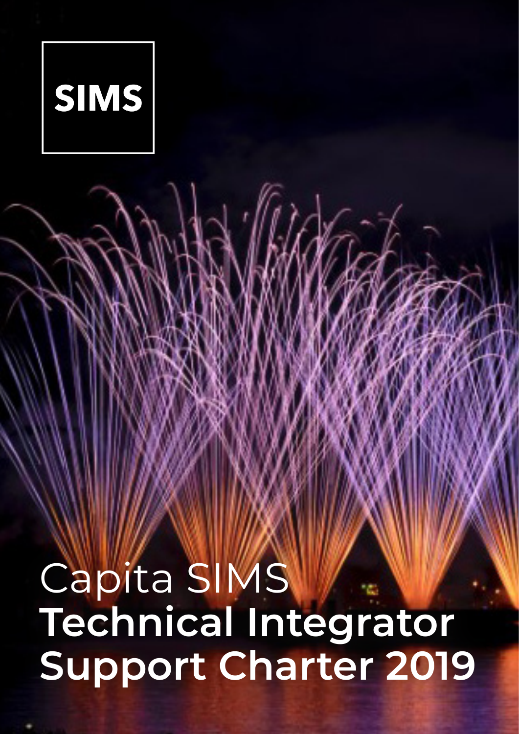SIMS

# Capita SIMS **Technical Integrator Support Charter 2019**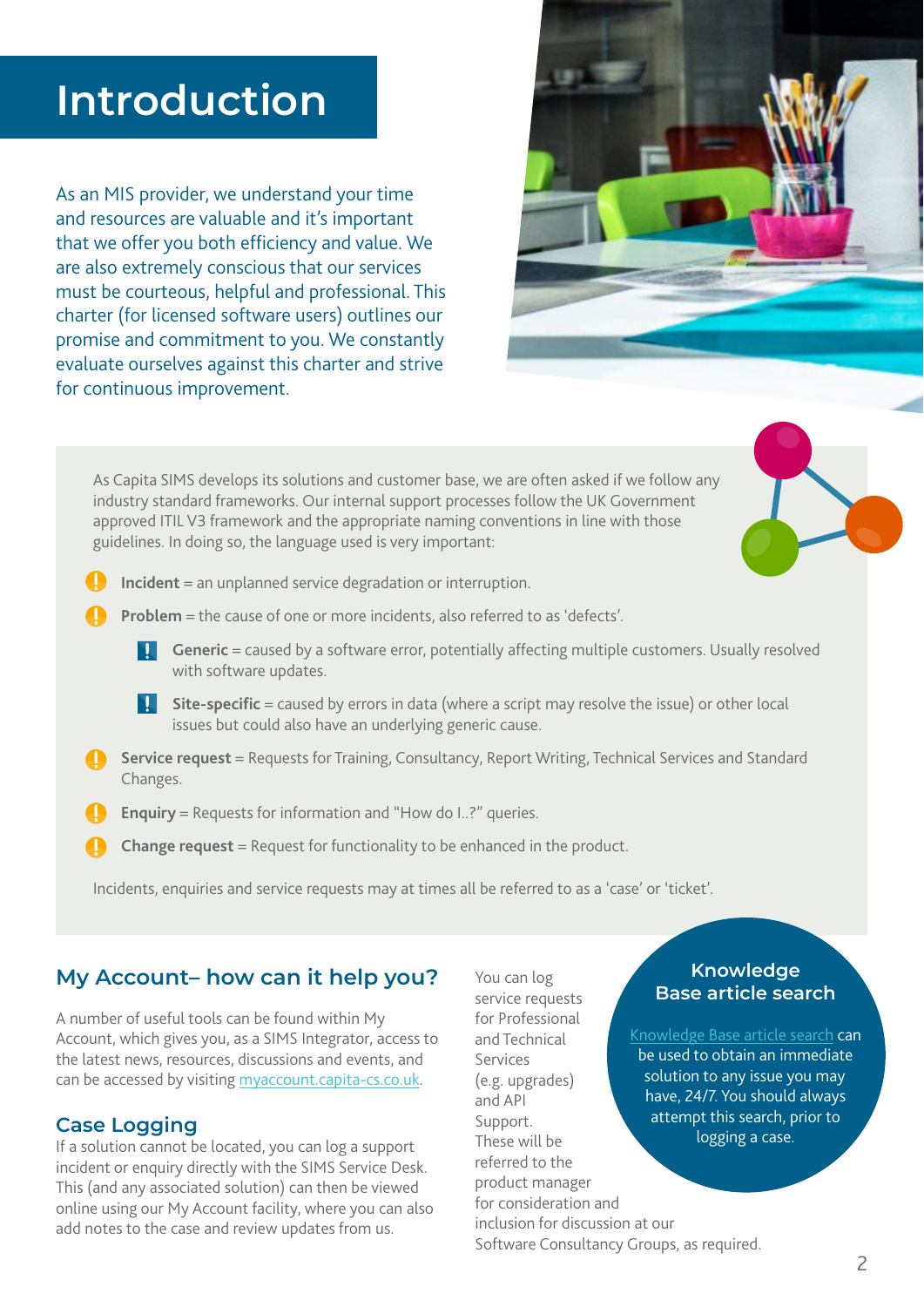# Introduction

As an MIS provider, we understand your time and resources are valuable and it's important that we offer you both efficiency and value. We are also extremely conscious that our services must be courteous, helpful and professional. This charter (for licensed software users) outlines our promise and commitment to you. We constantly evaluate ourselves against this charter and strive for continuous improvement.

As Capita SIMS develops its solutions and customer base, we are often asked if we follow any industry standard frameworks. Our internal support processes follow the UK Government approved ITIL V3 framework and the appropriate naming conventions in line with those guidelines. In doing so, the language used is very important:

- **Incident** = an unplanned service degradation or interruption.
- **Problem** = the cause of one or more incidents, also referred to as 'defects'.
  - **Generic** = caused by a software error, potentially affecting multiple customers. Usually resolved with software updates.
  - **Site-specific** = caused by errors in data (where a script may resolve the issue) or other local issues but could also have an underlying generic cause.
- **Service request** = Requests for Training, Consultancy, Report Writing, Technical Services and Standard Changes.
- **Enquiry** = Requests for information and "How do I..?" queries.
- **Change request** = Request for functionality to be enhanced in the product.

Incidents, enquiries and service requests may at times all be referred to as a 'case' or 'ticket'.

## My Account– how can it help you?

A number of useful tools can be found within My Account, which gives you, as a SIMS Integrator, access to the latest news, resources, discussions and events, and can be accessed by visiting myaccount.capita-cs.co.uk.

## Case Logging

If a solution cannot be located, you can log a support incident or enquiry directly with the SIMS Service Desk. This (and any associated solution) can then be viewed online using our My Account facility, where you can also add notes to the case and review updates from us.

You can log service requests for Professional and Technical Services (e.g. upgrades) and API Support. These will be referred to the product manager for consideration and inclusion for discussion at our Software Consultancy Groups, as required.

## Knowledge Base article search

Knowledge Base article search can be used to obtain an immediate solution to any issue you may have, 24/7. You should always attempt this search, prior to logging a case.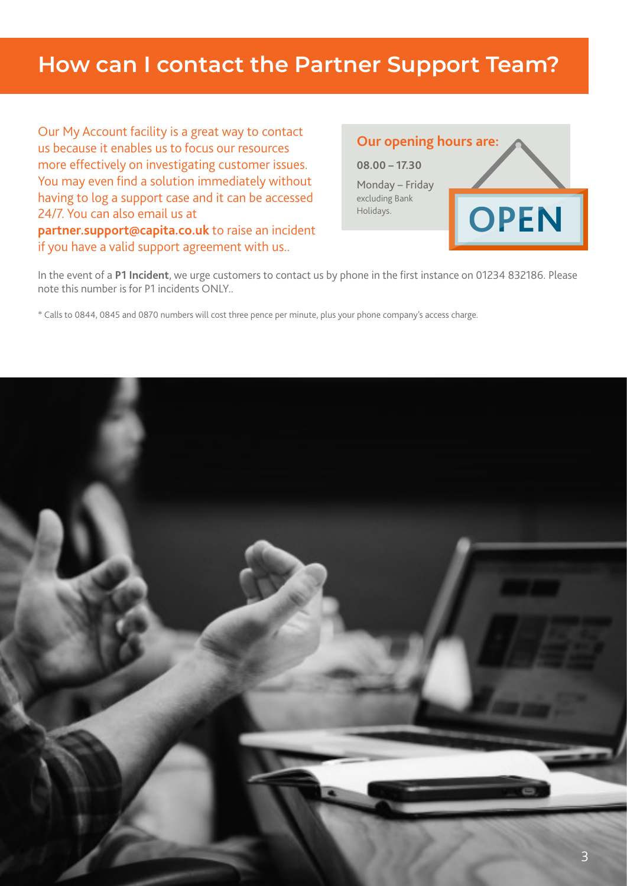# How can I contact the Partner Support Team?

Our My Account facility is a great way to contact us because it enables us to focus our resources more effectively on investigating customer issues. You may even find a solution immediately without having to log a support case and it can be accessed 24/7. You can also email us at **partner.support@capita.co.uk** to raise an incident if you have a valid support agreement with us..

**Our opening hours are:**

**08.00 – 17.30**

Monday – Friday
excluding Bank Holidays.

OPEN

In the event of a **P1 Incident**, we urge customers to contact us by phone in the first instance on 01234 832186. Please note this number is for P1 incidents ONLY..

* Calls to 0844, 0845 and 0870 numbers will cost three pence per minute, plus your phone company's access charge.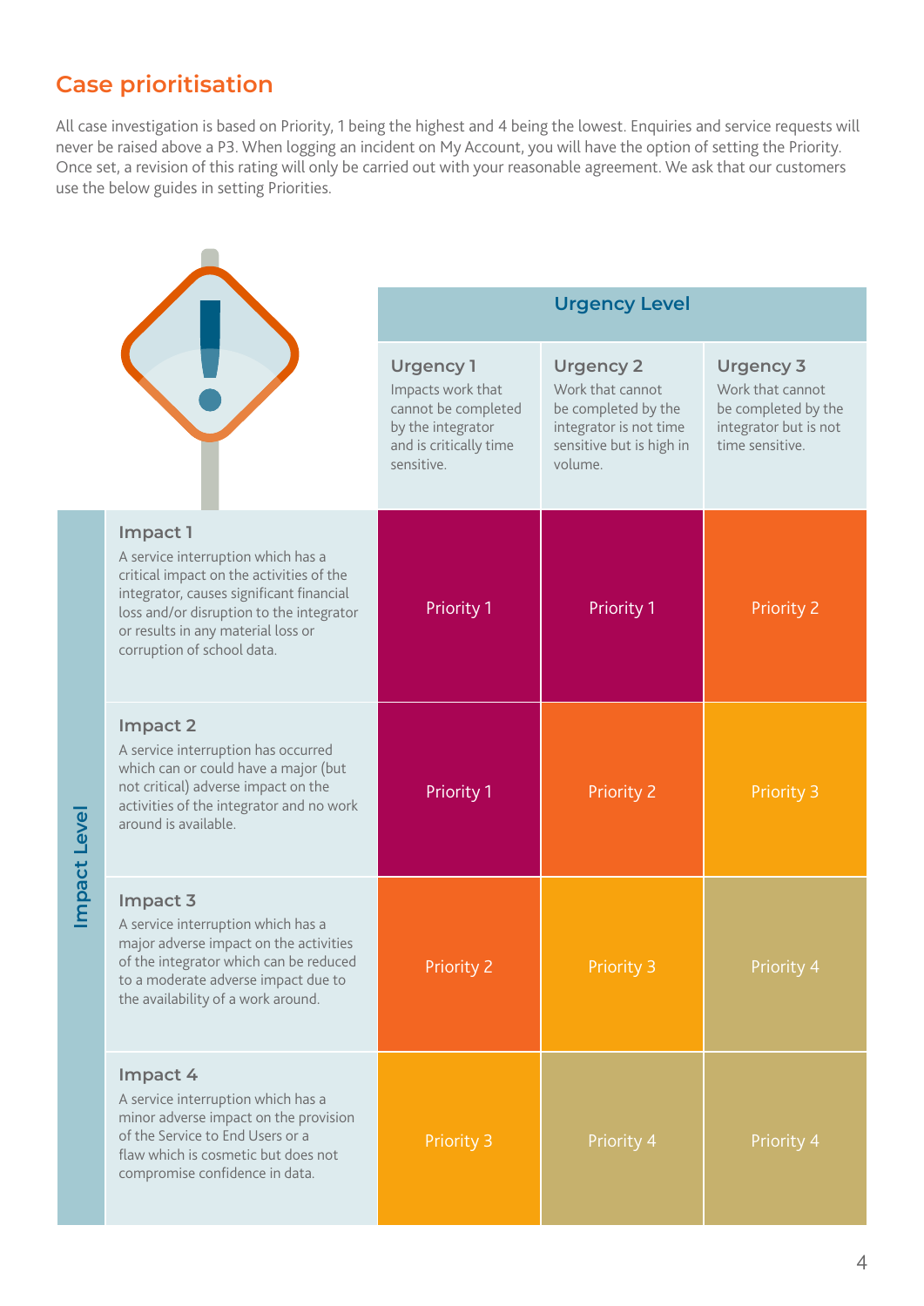## Case prioritisation

All case investigation is based on Priority, 1 being the highest and 4 being the lowest. Enquiries and service requests will never be raised above a P3. When logging an incident on My Account, you will have the option of setting the Priority. Once set, a revision of this rating will only be carried out with your reasonable agreement. We ask that our customers use the below guides in setting Priorities.

| Impact Level | Urgency Level | | |
|---|---|---|---|
| | **Urgency 1** Impacts work that cannot be completed by the integrator and is critically time sensitive. | **Urgency 2** Work that cannot be completed by the integrator is not time sensitive but is high in volume. | **Urgency 3** Work that cannot be completed by the integrator but is not time sensitive. |
| **Impact 1** A service interruption which has a critical impact on the activities of the integrator, causes significant financial loss and/or disruption to the integrator or results in any material loss or corruption of school data. | Priority 1 | Priority 1 | Priority 2 |
| **Impact 2** A service interruption has occurred which can or could have a major (but not critical) adverse impact on the activities of the integrator and no work around is available. | Priority 1 | Priority 2 | Priority 3 |
| **Impact 3** A service interruption which has a major adverse impact on the activities of the integrator which can be reduced to a moderate adverse impact due to the availability of a work around. | Priority 2 | Priority 3 | Priority 4 |
| **Impact 4** A service interruption which has a minor adverse impact on the provision of the Service to End Users or a flaw which is cosmetic but does not compromise confidence in data. | Priority 3 | Priority 4 | Priority 4 |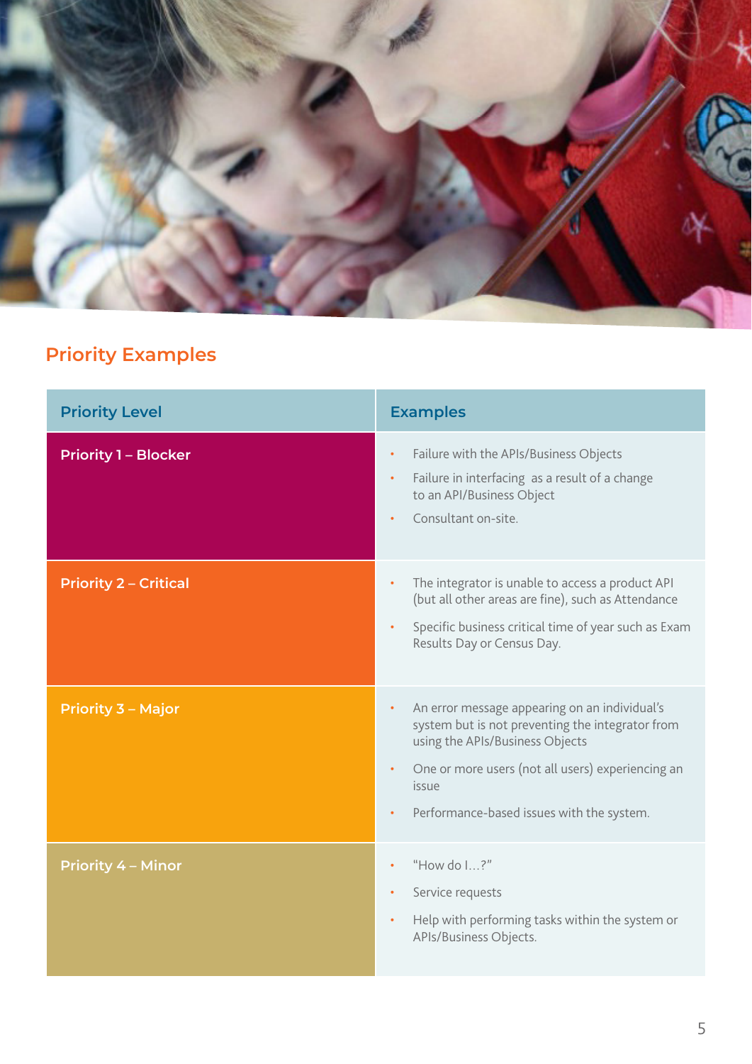## Priority Examples

| Priority Level | Examples |
| --- | --- |
| **Priority 1 – Blocker** | • Failure with the APIs/Business Objects<br>• Failure in interfacing as a result of a change to an API/Business Object<br>• Consultant on-site. |
| **Priority 2 – Critical** | • The integrator is unable to access a product API (but all other areas are fine), such as Attendance<br>• Specific business critical time of year such as Exam Results Day or Census Day. |
| **Priority 3 – Major** | • An error message appearing on an individual's system but is not preventing the integrator from using the APIs/Business Objects<br>• One or more users (not all users) experiencing an issue<br>• Performance-based issues with the system. |
| **Priority 4 – Minor** | • "How do I…?"<br>• Service requests<br>• Help with performing tasks within the system or APIs/Business Objects. |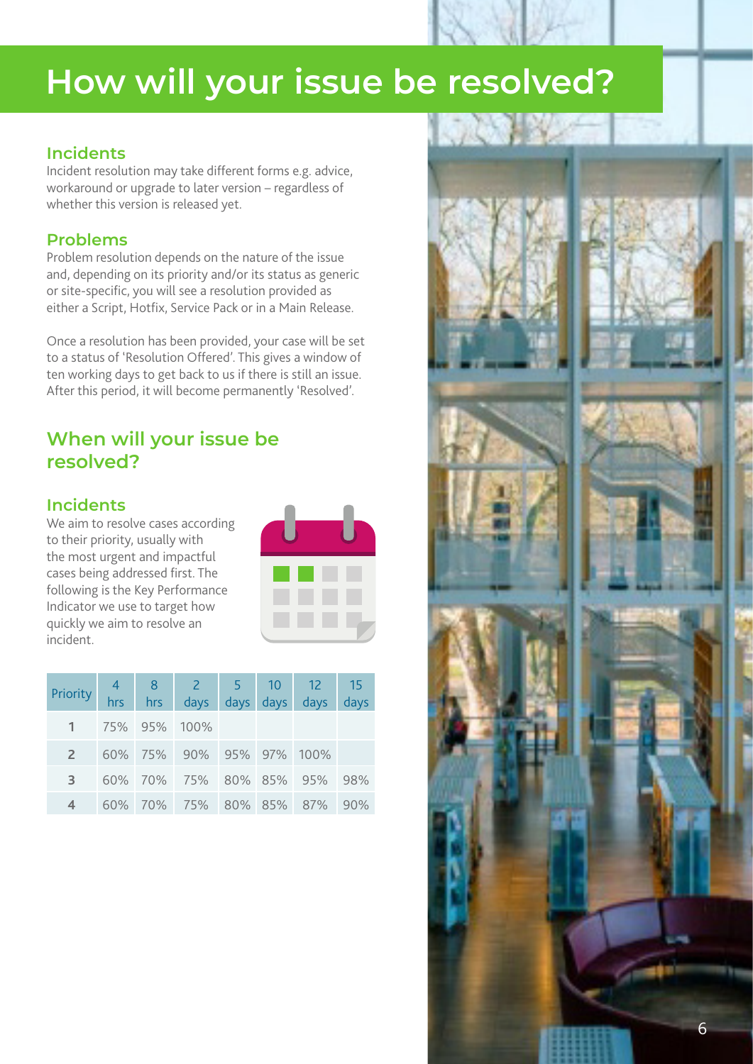# How will your issue be resolved?

### Incidents

Incident resolution may take different forms e.g. advice, workaround or upgrade to later version – regardless of whether this version is released yet.

### Problems

Problem resolution depends on the nature of the issue and, depending on its priority and/or its status as generic or site-specific, you will see a resolution provided as either a Script, Hotfix, Service Pack or in a Main Release.

Once a resolution has been provided, your case will be set to a status of 'Resolution Offered'. This gives a window of ten working days to get back to us if there is still an issue. After this period, it will become permanently 'Resolved'.

## When will your issue be resolved?

### Incidents

We aim to resolve cases according to their priority, usually with the most urgent and impactful cases being addressed first. The following is the Key Performance Indicator we use to target how quickly we aim to resolve an incident.

| Priority | 4 hrs | 8 hrs | 2 days | 5 days | 10 days | 12 days | 15 days |
|---|---|---|---|---|---|---|---|
| 1 | 75% | 95% | 100% | | | | |
| 2 | 60% | 75% | 90% | 95% | 97% | 100% | |
| 3 | 60% | 70% | 75% | 80% | 85% | 95% | 98% |
| 4 | 60% | 70% | 75% | 80% | 85% | 87% | 90% |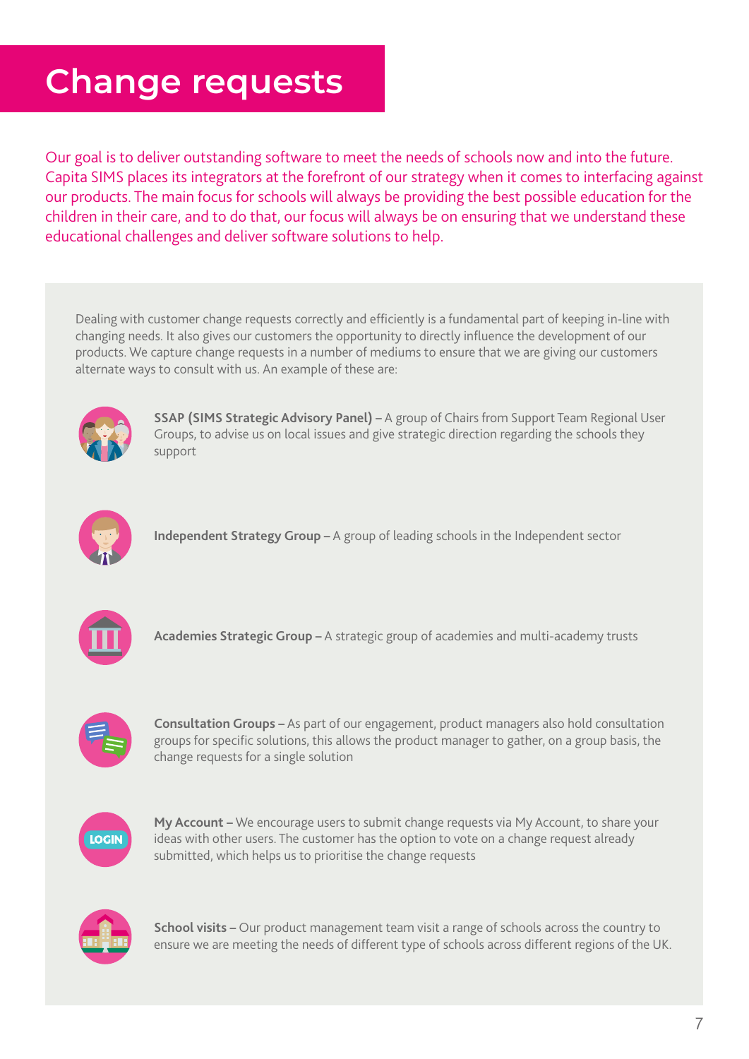# Change requests

Our goal is to deliver outstanding software to meet the needs of schools now and into the future. Capita SIMS places its integrators at the forefront of our strategy when it comes to interfacing against our products. The main focus for schools will always be providing the best possible education for the children in their care, and to do that, our focus will always be on ensuring that we understand these educational challenges and deliver software solutions to help.

Dealing with customer change requests correctly and efficiently is a fundamental part of keeping in-line with changing needs. It also gives our customers the opportunity to directly influence the development of our products. We capture change requests in a number of mediums to ensure that we are giving our customers alternate ways to consult with us. An example of these are:

**SSAP (SIMS Strategic Advisory Panel) –** A group of Chairs from Support Team Regional User Groups, to advise us on local issues and give strategic direction regarding the schools they support

**Independent Strategy Group –** A group of leading schools in the Independent sector

**Academies Strategic Group –** A strategic group of academies and multi-academy trusts

**Consultation Groups –** As part of our engagement, product managers also hold consultation groups for specific solutions, this allows the product manager to gather, on a group basis, the change requests for a single solution

**My Account –** We encourage users to submit change requests via My Account, to share your ideas with other users. The customer has the option to vote on a change request already submitted, which helps us to prioritise the change requests

**School visits –** Our product management team visit a range of schools across the country to ensure we are meeting the needs of different type of schools across different regions of the UK.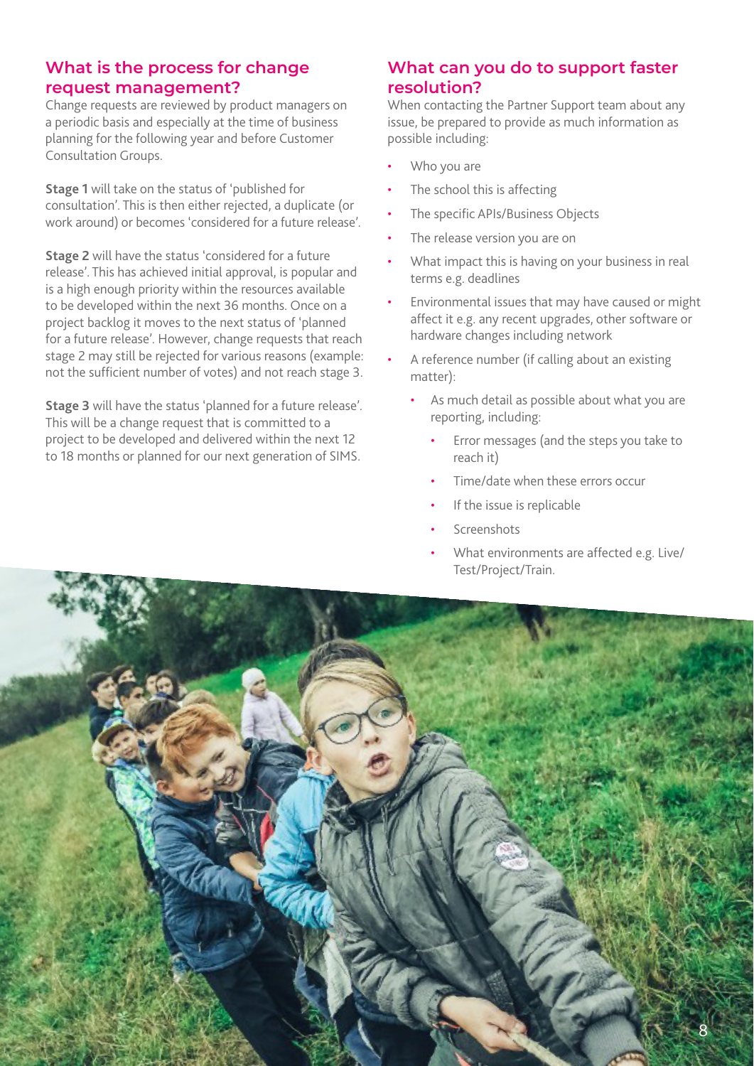## What is the process for change request management?

Change requests are reviewed by product managers on a periodic basis and especially at the time of business planning for the following year and before Customer Consultation Groups.

**Stage 1** will take on the status of 'published for consultation'. This is then either rejected, a duplicate (or work around) or becomes 'considered for a future release'.

**Stage 2** will have the status 'considered for a future release'. This has achieved initial approval, is popular and is a high enough priority within the resources available to be developed within the next 36 months. Once on a project backlog it moves to the next status of 'planned for a future release'. However, change requests that reach stage 2 may still be rejected for various reasons (example: not the sufficient number of votes) and not reach stage 3.

**Stage 3** will have the status 'planned for a future release'. This will be a change request that is committed to a project to be developed and delivered within the next 12 to 18 months or planned for our next generation of SIMS.

## What can you do to support faster resolution?

When contacting the Partner Support team about any issue, be prepared to provide as much information as possible including:

- Who you are
- The school this is affecting
- The specific APIs/Business Objects
- The release version you are on
- What impact this is having on your business in real terms e.g. deadlines
- Environmental issues that may have caused or might affect it e.g. any recent upgrades, other software or hardware changes including network
- A reference number (if calling about an existing matter):
  - As much detail as possible about what you are reporting, including:
    - Error messages (and the steps you take to reach it)
    - Time/date when these errors occur
    - If the issue is replicable
    - Screenshots
    - What environments are affected e.g. Live/Test/Project/Train.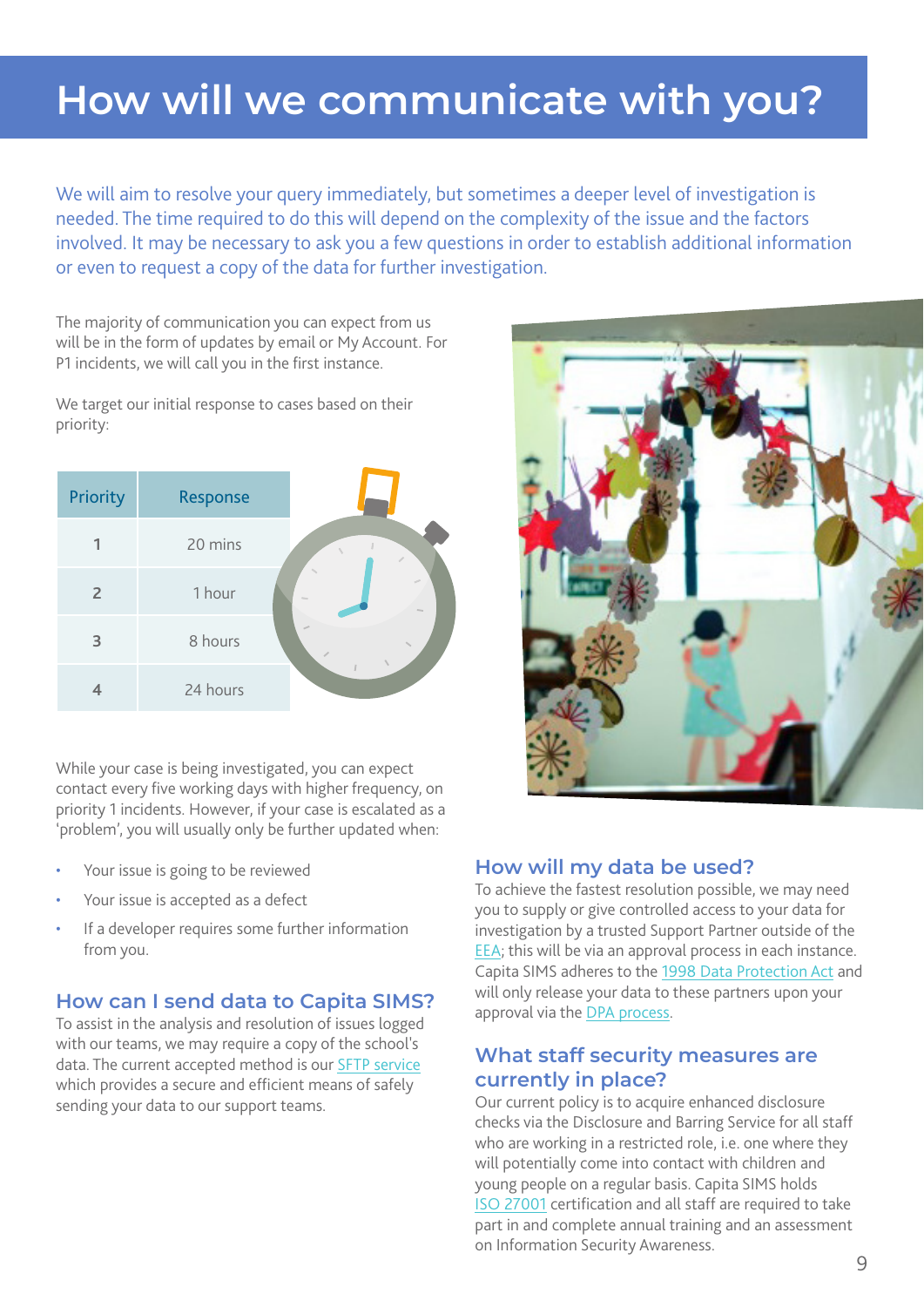# How will we communicate with you?

We will aim to resolve your query immediately, but sometimes a deeper level of investigation is needed. The time required to do this will depend on the complexity of the issue and the factors involved. It may be necessary to ask you a few questions in order to establish additional information or even to request a copy of the data for further investigation.

The majority of communication you can expect from us will be in the form of updates by email or My Account. For P1 incidents, we will call you in the first instance.

We target our initial response to cases based on their priority:

| Priority | Response |
|---|---|
| 1 | 20 mins |
| 2 | 1 hour |
| 3 | 8 hours |
| 4 | 24 hours |

While your case is being investigated, you can expect contact every five working days with higher frequency, on priority 1 incidents. However, if your case is escalated as a 'problem', you will usually only be further updated when:

- Your issue is going to be reviewed
- Your issue is accepted as a defect
- If a developer requires some further information from you.

## How can I send data to Capita SIMS?

To assist in the analysis and resolution of issues logged with our teams, we may require a copy of the school's data. The current accepted method is our SFTP service which provides a secure and efficient means of safely sending your data to our support teams.

## How will my data be used?

To achieve the fastest resolution possible, we may need you to supply or give controlled access to your data for investigation by a trusted Support Partner outside of the EEA; this will be via an approval process in each instance. Capita SIMS adheres to the 1998 Data Protection Act and will only release your data to these partners upon your approval via the DPA process.

## What staff security measures are currently in place?

Our current policy is to acquire enhanced disclosure checks via the Disclosure and Barring Service for all staff who are working in a restricted role, i.e. one where they will potentially come into contact with children and young people on a regular basis. Capita SIMS holds ISO 27001 certification and all staff are required to take part in and complete annual training and an assessment on Information Security Awareness.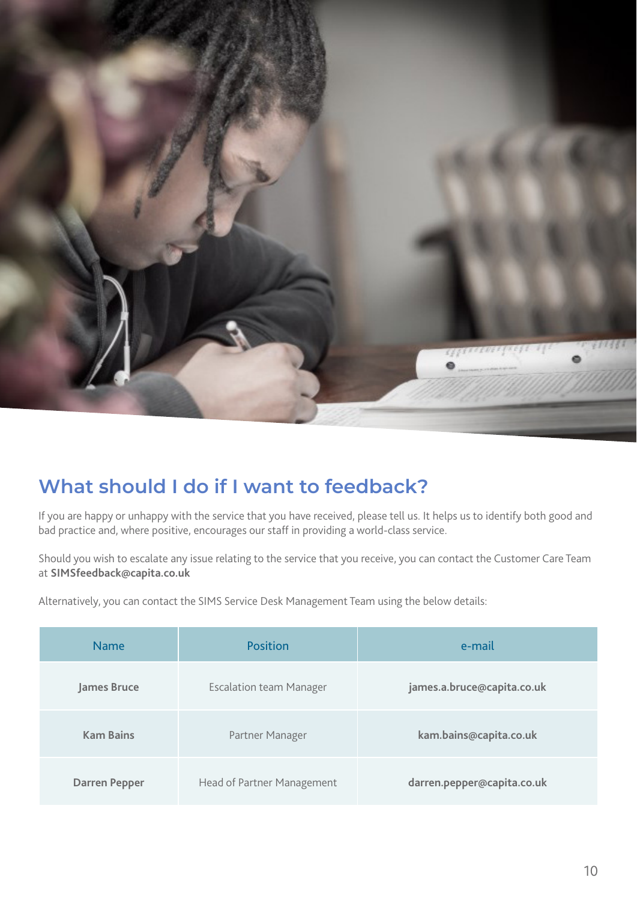## What should I do if I want to feedback?

If you are happy or unhappy with the service that you have received, please tell us. It helps us to identify both good and bad practice and, where positive, encourages our staff in providing a world-class service.

Should you wish to escalate any issue relating to the service that you receive, you can contact the Customer Care Team at **SIMSfeedback@capita.co.uk**

Alternatively, you can contact the SIMS Service Desk Management Team using the below details:

| Name | Position | e-mail |
|---|---|---|
| **James Bruce** | Escalation team Manager | **james.a.bruce@capita.co.uk** |
| **Kam Bains** | Partner Manager | **kam.bains@capita.co.uk** |
| **Darren Pepper** | Head of Partner Management | **darren.pepper@capita.co.uk** |